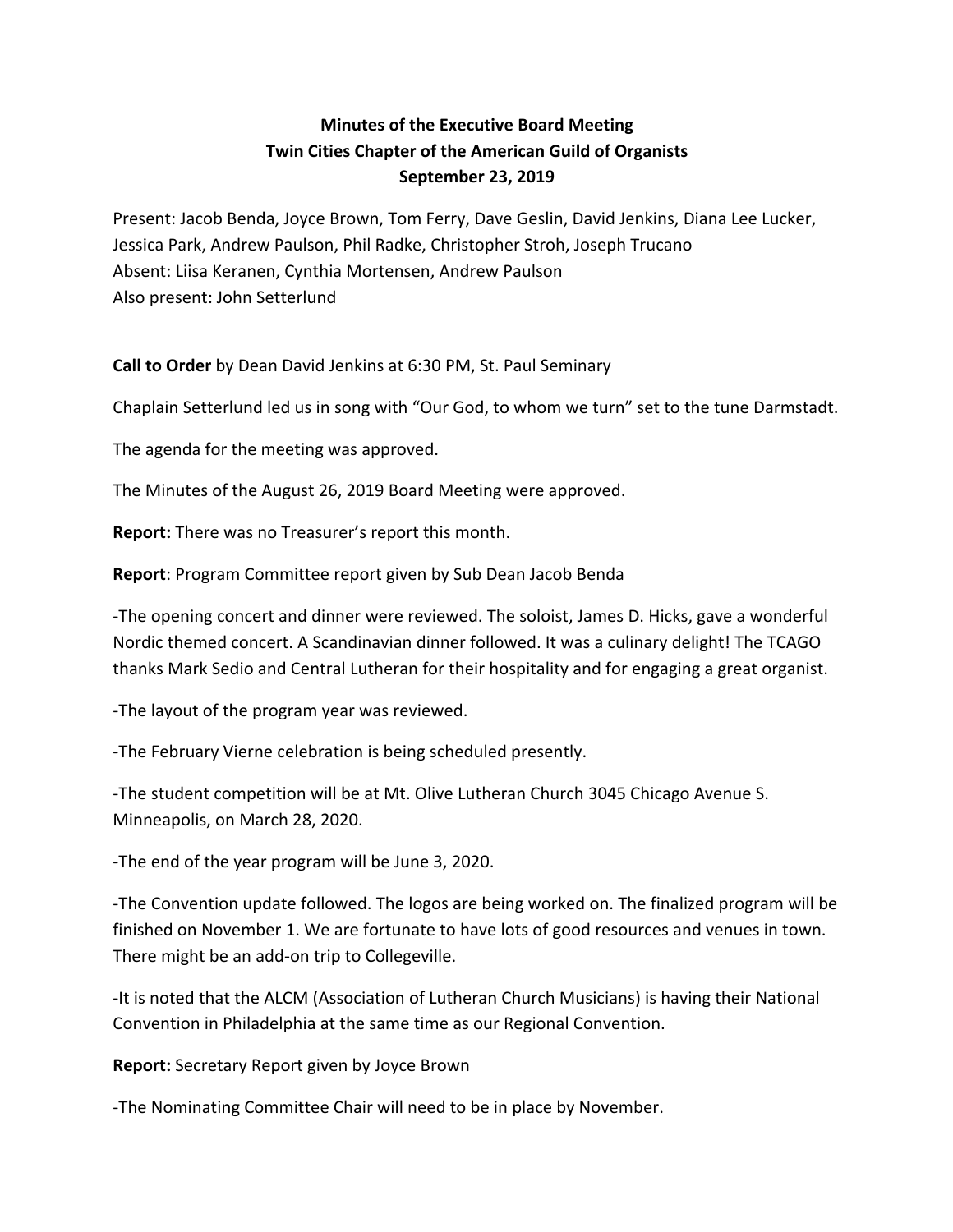**Minutes of the Executive Board Meeting**
**Twin Cities Chapter of the American Guild of Organists**
**September 23, 2019**

Present: Jacob Benda, Joyce Brown, Tom Ferry, Dave Geslin, David Jenkins, Diana Lee Lucker, Jessica Park, Andrew Paulson, Phil Radke, Christopher Stroh, Joseph Trucano
Absent: Liisa Keranen, Cynthia Mortensen, Andrew Paulson
Also present: John Setterlund

**Call to Order** by Dean David Jenkins at 6:30 PM, St. Paul Seminary

Chaplain Setterlund led us in song with "Our God, to whom we turn" set to the tune Darmstadt.

The agenda for the meeting was approved.

The Minutes of the August 26, 2019 Board Meeting were approved.

**Report:** There was no Treasurer's report this month.

**Report**: Program Committee report given by Sub Dean Jacob Benda

-The opening concert and dinner were reviewed. The soloist, James D. Hicks, gave a wonderful Nordic themed concert. A Scandinavian dinner followed. It was a culinary delight! The TCAGO thanks Mark Sedio and Central Lutheran for their hospitality and for engaging a great organist.

-The layout of the program year was reviewed.

-The February Vierne celebration is being scheduled presently.

-The student competition will be at Mt. Olive Lutheran Church 3045 Chicago Avenue S. Minneapolis, on March 28, 2020.

-The end of the year program will be June 3, 2020.

-The Convention update followed. The logos are being worked on. The finalized program will be finished on November 1. We are fortunate to have lots of good resources and venues in town. There might be an add-on trip to Collegeville.

-It is noted that the ALCM (Association of Lutheran Church Musicians) is having their National Convention in Philadelphia at the same time as our Regional Convention.

**Report:** Secretary Report given by Joyce Brown

-The Nominating Committee Chair will need to be in place by November.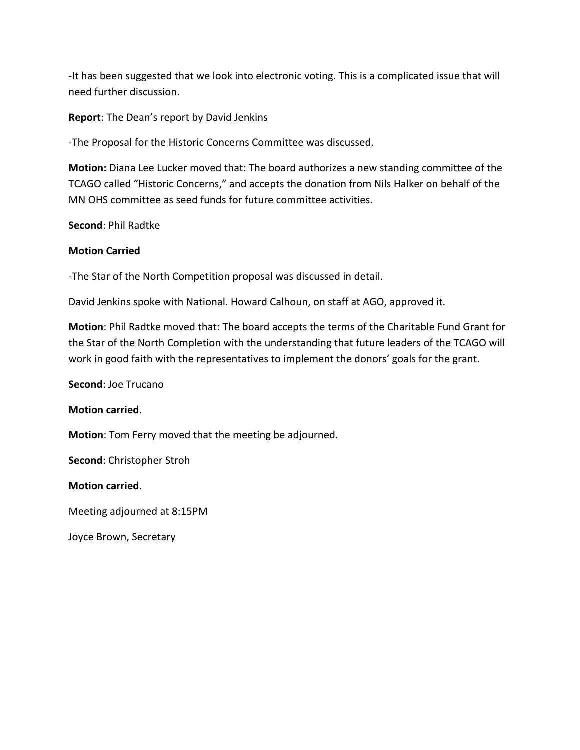-It has been suggested that we look into electronic voting. This is a complicated issue that will need further discussion.

**Report**: The Dean's report by David Jenkins

-The Proposal for the Historic Concerns Committee was discussed.

**Motion:** Diana Lee Lucker moved that: The board authorizes a new standing committee of the TCAGO called "Historic Concerns," and accepts the donation from Nils Halker on behalf of the MN OHS committee as seed funds for future committee activities.

**Second**: Phil Radtke

**Motion Carried**

-The Star of the North Competition proposal was discussed in detail.

David Jenkins spoke with National. Howard Calhoun, on staff at AGO, approved it.

**Motion**: Phil Radtke moved that: The board accepts the terms of the Charitable Fund Grant for the Star of the North Completion with the understanding that future leaders of the TCAGO will work in good faith with the representatives to implement the donors' goals for the grant.

**Second**: Joe Trucano

**Motion carried**.

**Motion**: Tom Ferry moved that the meeting be adjourned.

**Second**: Christopher Stroh

**Motion carried**.

Meeting adjourned at 8:15PM

Joyce Brown, Secretary